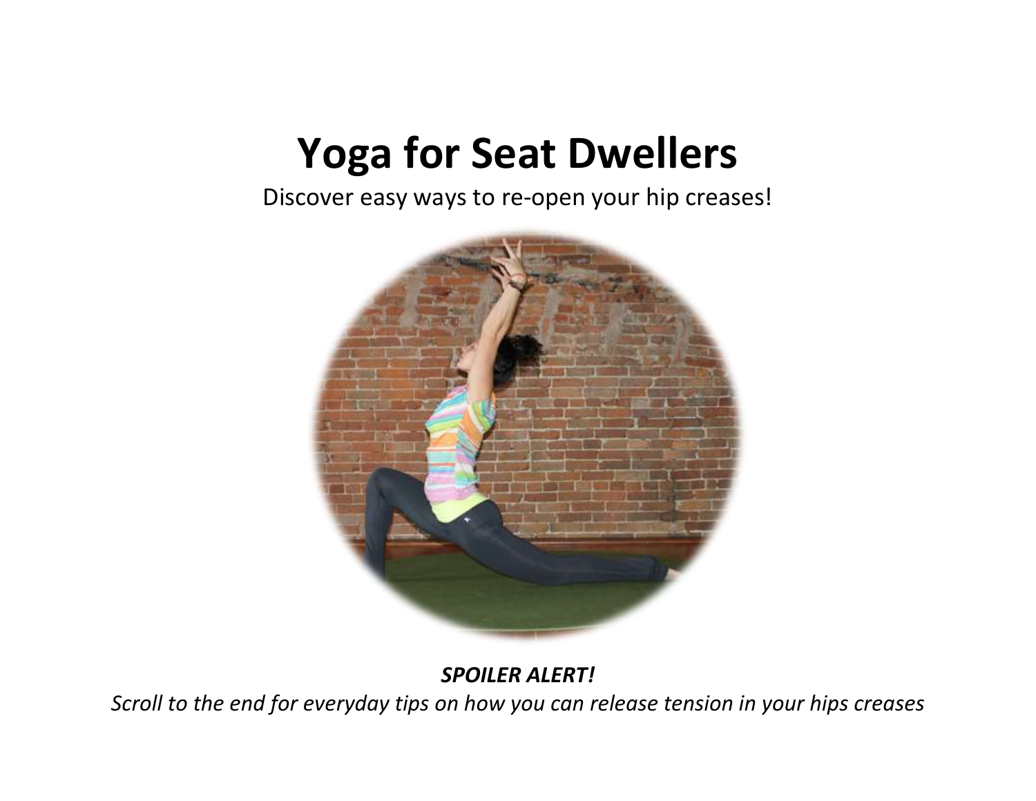# Yoga for Seat Dwellers

Discover easy ways to re-open your hip creases!

***SPOILER ALERT!***

*Scroll to the end for everyday tips on how you can release tension in your hips creases*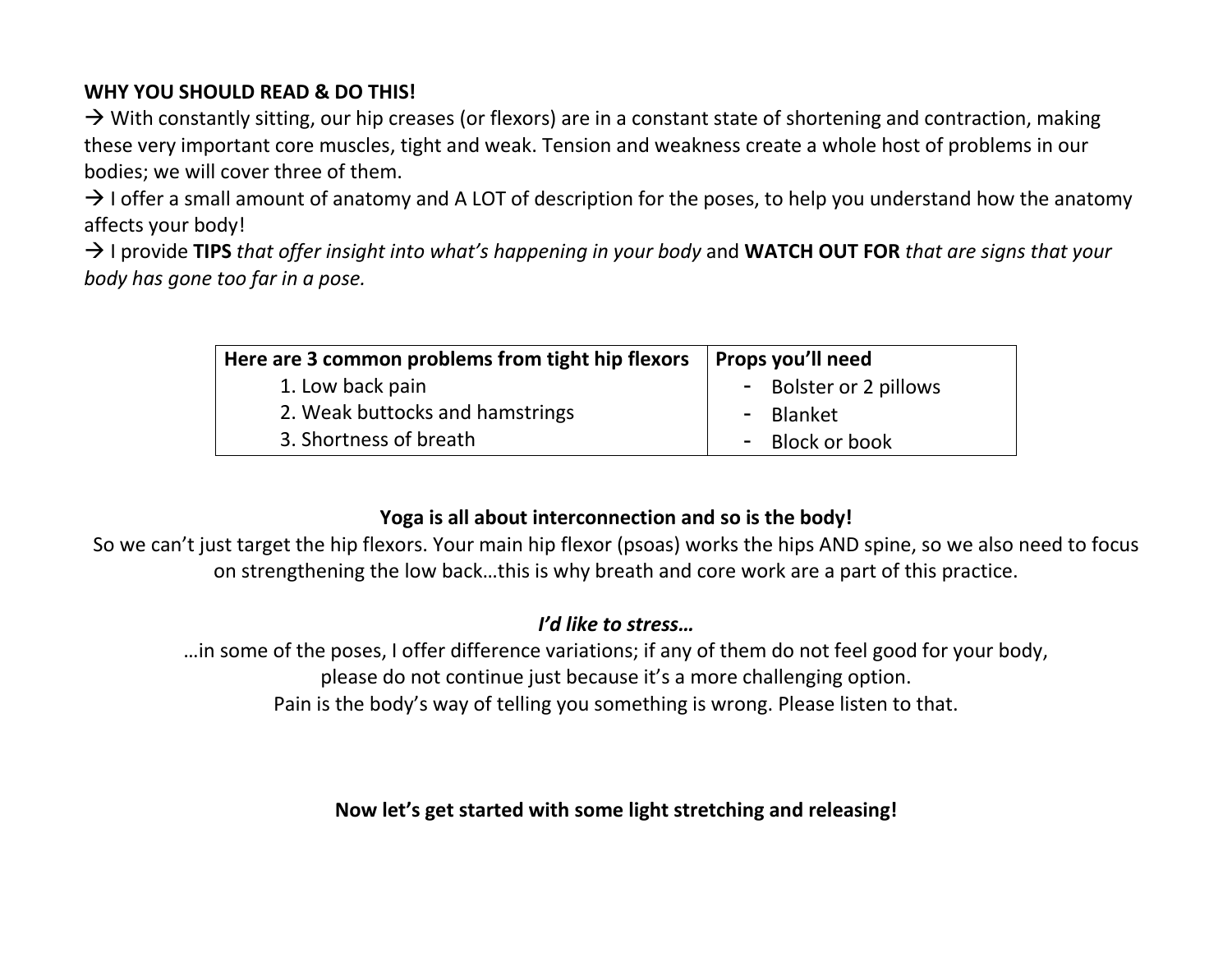**WHY YOU SHOULD READ & DO THIS!**

→ With constantly sitting, our hip creases (or flexors) are in a constant state of shortening and contraction, making these very important core muscles, tight and weak. Tension and weakness create a whole host of problems in our bodies; we will cover three of them.

→ I offer a small amount of anatomy and A LOT of description for the poses, to help you understand how the anatomy affects your body!

→ I provide **TIPS** *that offer insight into what's happening in your body* and **WATCH OUT FOR** *that are signs that your body has gone too far in a pose.*

| **Here are 3 common problems from tight hip flexors** | **Props you'll need** |
|---|---|
| 1. Low back pain<br>2. Weak buttocks and hamstrings<br>3. Shortness of breath | - Bolster or 2 pillows<br>- Blanket<br>- Block or book |

**Yoga is all about interconnection and so is the body!**

So we can't just target the hip flexors. Your main hip flexor (psoas) works the hips AND spine, so we also need to focus on strengthening the low back…this is why breath and core work are a part of this practice.

***I'd like to stress…***

…in some of the poses, I offer difference variations; if any of them do not feel good for your body, please do not continue just because it's a more challenging option.
Pain is the body's way of telling you something is wrong. Please listen to that.

**Now let's get started with some light stretching and releasing!**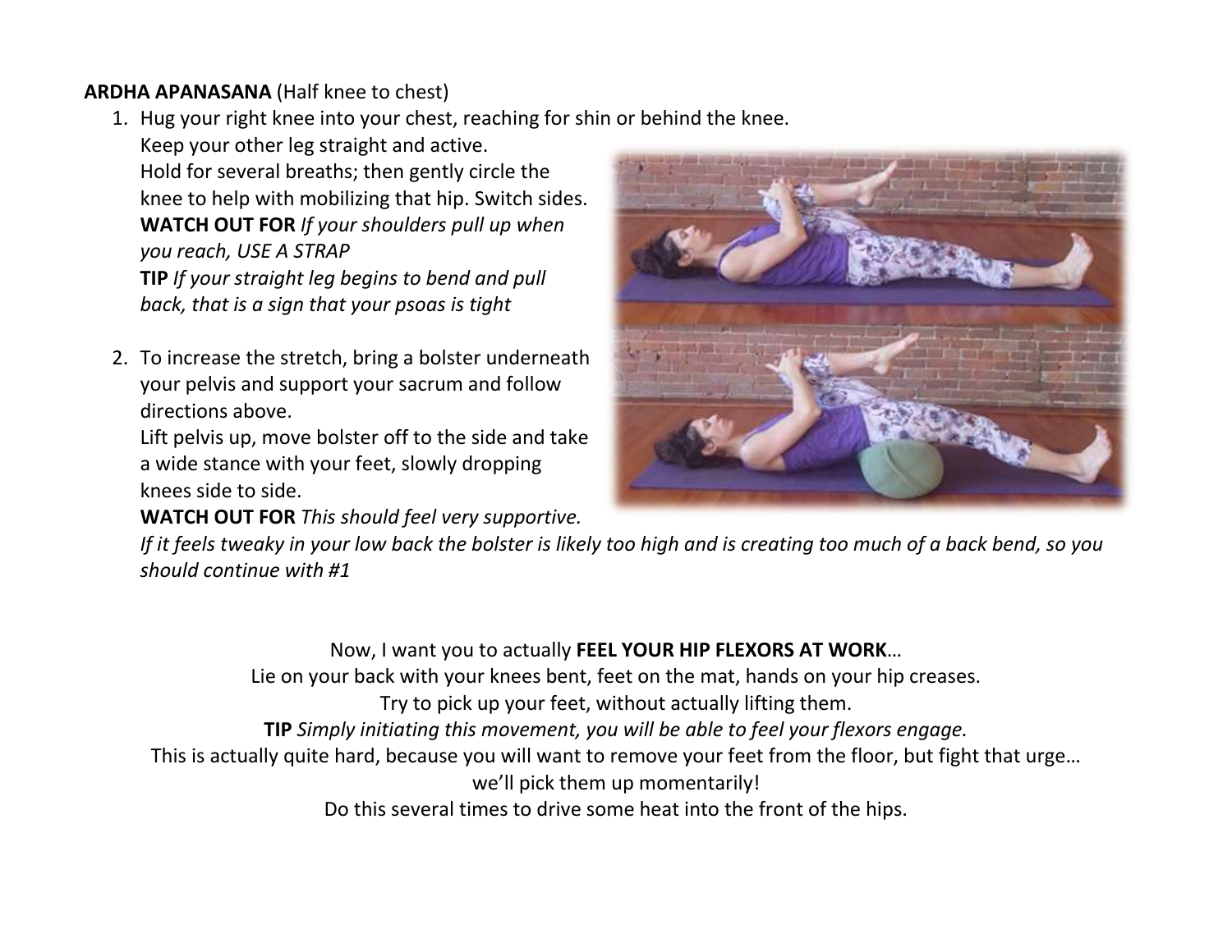**ARDHA APANASANA** (Half knee to chest)

1. Hug your right knee into your chest, reaching for shin or behind the knee.
   Keep your other leg straight and active.
   Hold for several breaths; then gently circle the knee to help with mobilizing that hip. Switch sides.
   **WATCH OUT FOR** *If your shoulders pull up when you reach, USE A STRAP*
   **TIP** *If your straight leg begins to bend and pull back, that is a sign that your psoas is tight*

2. To increase the stretch, bring a bolster underneath your pelvis and support your sacrum and follow directions above.
   Lift pelvis up, move bolster off to the side and take a wide stance with your feet, slowly dropping knees side to side.
   **WATCH OUT FOR** *This should feel very supportive. If it feels tweaky in your low back the bolster is likely too high and is creating too much of a back bend, so you should continue with #1*

Now, I want you to actually **FEEL YOUR HIP FLEXORS AT WORK**…

Lie on your back with your knees bent, feet on the mat, hands on your hip creases.

Try to pick up your feet, without actually lifting them.

**TIP** *Simply initiating this movement, you will be able to feel your flexors engage.*

This is actually quite hard, because you will want to remove your feet from the floor, but fight that urge… we'll pick them up momentarily!

Do this several times to drive some heat into the front of the hips.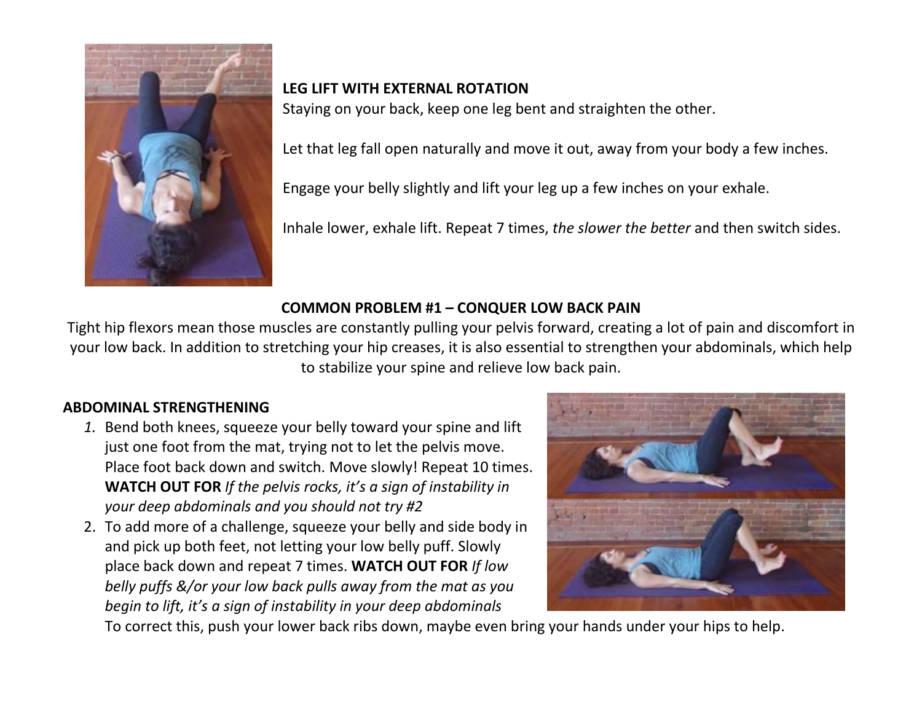### LEG LIFT WITH EXTERNAL ROTATION

Staying on your back, keep one leg bent and straighten the other.

Let that leg fall open naturally and move it out, away from your body a few inches.

Engage your belly slightly and lift your leg up a few inches on your exhale.

Inhale lower, exhale lift. Repeat 7 times, *the slower the better* and then switch sides.

## COMMON PROBLEM #1 – CONQUER LOW BACK PAIN

Tight hip flexors mean those muscles are constantly pulling your pelvis forward, creating a lot of pain and discomfort in your low back. In addition to stretching your hip creases, it is also essential to strengthen your abdominals, which help to stabilize your spine and relieve low back pain.

### ABDOMINAL STRENGTHENING

1. Bend both knees, squeeze your belly toward your spine and lift just one foot from the mat, trying not to let the pelvis move. Place foot back down and switch. Move slowly! Repeat 10 times. **WATCH OUT FOR** *If the pelvis rocks, it's a sign of instability in your deep abdominals and you should not try #2*
2. To add more of a challenge, squeeze your belly and side body in and pick up both feet, not letting your low belly puff. Slowly place back down and repeat 7 times. **WATCH OUT FOR** *If low belly puffs &/or your low back pulls away from the mat as you begin to lift, it's a sign of instability in your deep abdominals*
   To correct this, push your lower back ribs down, maybe even bring your hands under your hips to help.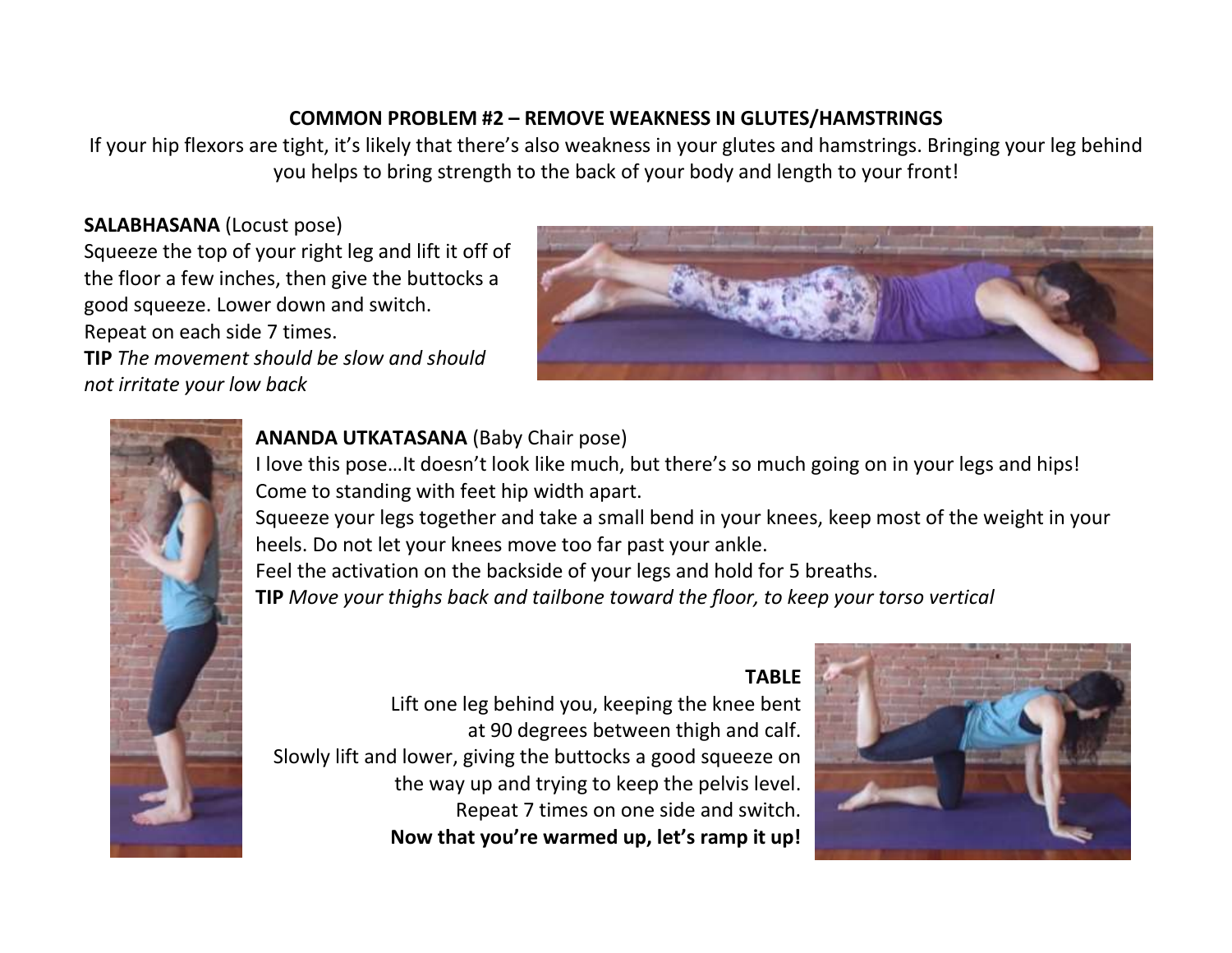## COMMON PROBLEM #2 – REMOVE WEAKNESS IN GLUTES/HAMSTRINGS

If your hip flexors are tight, it's likely that there's also weakness in your glutes and hamstrings. Bringing your leg behind you helps to bring strength to the back of your body and length to your front!

**SALABHASANA** (Locust pose)

Squeeze the top of your right leg and lift it off of the floor a few inches, then give the buttocks a good squeeze. Lower down and switch.
Repeat on each side 7 times.

**TIP** *The movement should be slow and should not irritate your low back*

**ANANDA UTKATASANA** (Baby Chair pose)

I love this pose…It doesn't look like much, but there's so much going on in your legs and hips!
Come to standing with feet hip width apart.
Squeeze your legs together and take a small bend in your knees, keep most of the weight in your heels. Do not let your knees move too far past your ankle.
Feel the activation on the backside of your legs and hold for 5 breaths.

**TIP** *Move your thighs back and tailbone toward the floor, to keep your torso vertical*

**TABLE**

Lift one leg behind you, keeping the knee bent at 90 degrees between thigh and calf.
Slowly lift and lower, giving the buttocks a good squeeze on the way up and trying to keep the pelvis level.
Repeat 7 times on one side and switch.

**Now that you're warmed up, let's ramp it up!**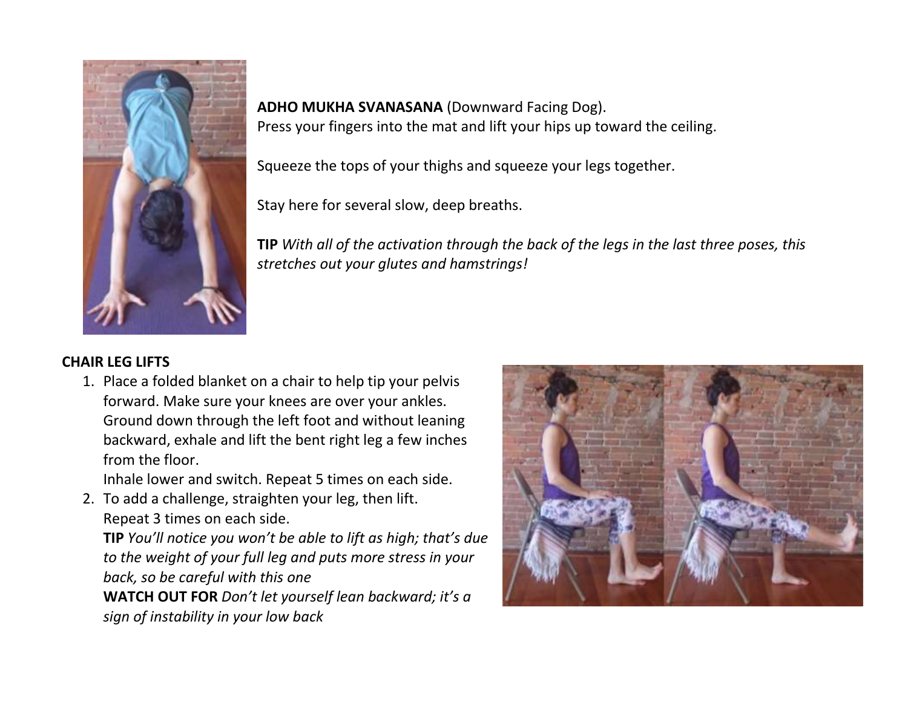**ADHO MUKHA SVANASANA** (Downward Facing Dog).
Press your fingers into the mat and lift your hips up toward the ceiling.

Squeeze the tops of your thighs and squeeze your legs together.

Stay here for several slow, deep breaths.

**TIP** *With all of the activation through the back of the legs in the last three poses, this stretches out your glutes and hamstrings!*

**CHAIR LEG LIFTS**

1. Place a folded blanket on a chair to help tip your pelvis forward. Make sure your knees are over your ankles. Ground down through the left foot and without leaning backward, exhale and lift the bent right leg a few inches from the floor.
   Inhale lower and switch. Repeat 5 times on each side.
2. To add a challenge, straighten your leg, then lift.
   Repeat 3 times on each side.
   **TIP** *You'll notice you won't be able to lift as high; that's due to the weight of your full leg and puts more stress in your back, so be careful with this one*
   **WATCH OUT FOR** *Don't let yourself lean backward; it's a sign of instability in your low back*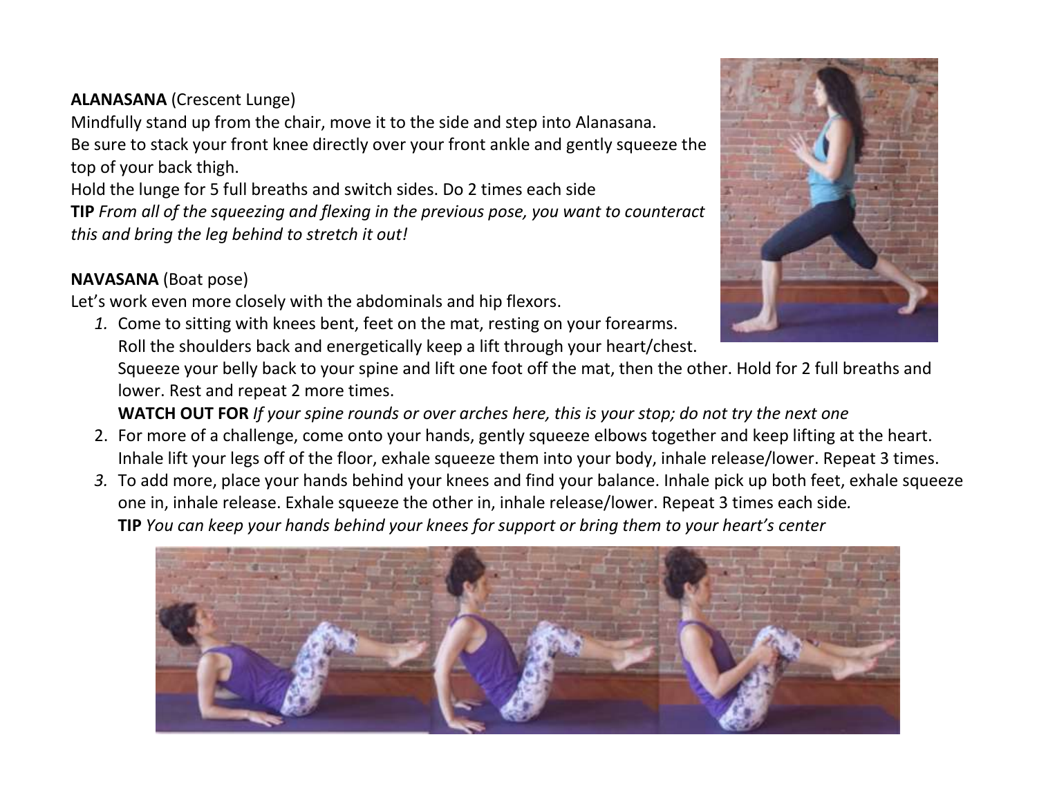**ALANASANA** (Crescent Lunge)

Mindfully stand up from the chair, move it to the side and step into Alanasana.

Be sure to stack your front knee directly over your front ankle and gently squeeze the top of your back thigh.

Hold the lunge for 5 full breaths and switch sides. Do 2 times each side

**TIP** *From all of the squeezing and flexing in the previous pose, you want to counteract this and bring the leg behind to stretch it out!*

**NAVASANA** (Boat pose)

Let's work even more closely with the abdominals and hip flexors.

1. Come to sitting with knees bent, feet on the mat, resting on your forearms. Roll the shoulders back and energetically keep a lift through your heart/chest. Squeeze your belly back to your spine and lift one foot off the mat, then the other. Hold for 2 full breaths and lower. Rest and repeat 2 more times.

   **WATCH OUT FOR** *If your spine rounds or over arches here, this is your stop; do not try the next one*

2. For more of a challenge, come onto your hands, gently squeeze elbows together and keep lifting at the heart. Inhale lift your legs off of the floor, exhale squeeze them into your body, inhale release/lower. Repeat 3 times.

3. To add more, place your hands behind your knees and find your balance. Inhale pick up both feet, exhale squeeze one in, inhale release. Exhale squeeze the other in, inhale release/lower. Repeat 3 times each side.

   **TIP** *You can keep your hands behind your knees for support or bring them to your heart's center*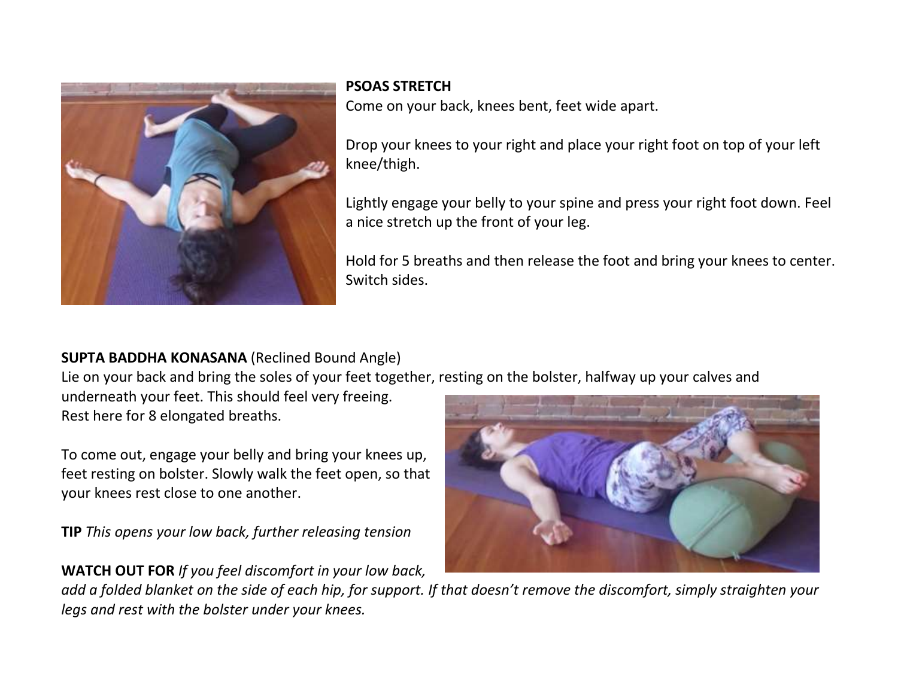**PSOAS STRETCH**
Come on your back, knees bent, feet wide apart.

Drop your knees to your right and place your right foot on top of your left knee/thigh.

Lightly engage your belly to your spine and press your right foot down. Feel a nice stretch up the front of your leg.

Hold for 5 breaths and then release the foot and bring your knees to center. Switch sides.

**SUPTA BADDHA KONASANA** (Reclined Bound Angle)
Lie on your back and bring the soles of your feet together, resting on the bolster, halfway up your calves and underneath your feet. This should feel very freeing.
Rest here for 8 elongated breaths.

To come out, engage your belly and bring your knees up, feet resting on bolster. Slowly walk the feet open, so that your knees rest close to one another.

**TIP** *This opens your low back, further releasing tension*

**WATCH OUT FOR** *If you feel discomfort in your low back, add a folded blanket on the side of each hip, for support. If that doesn't remove the discomfort, simply straighten your legs and rest with the bolster under your knees.*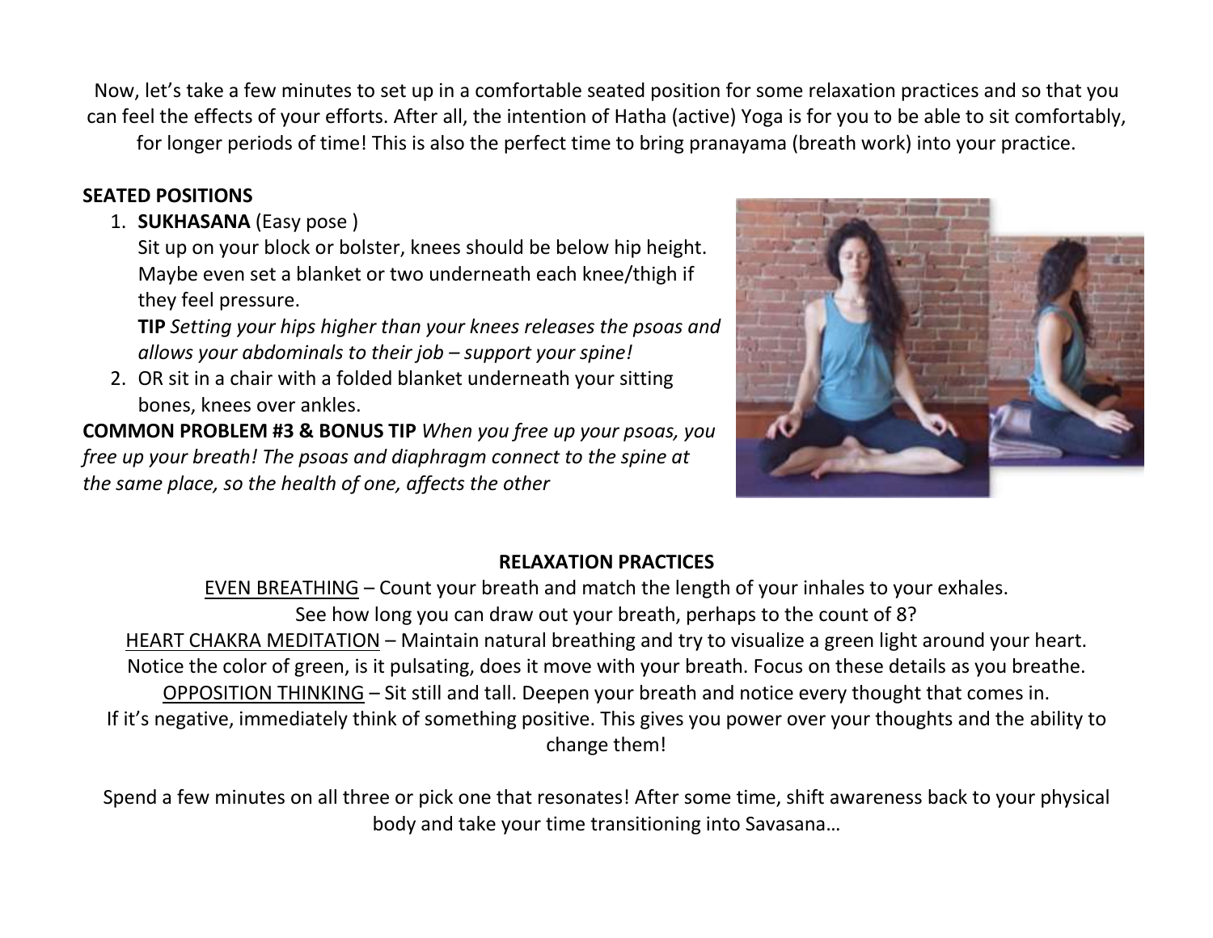Now, let's take a few minutes to set up in a comfortable seated position for some relaxation practices and so that you can feel the effects of your efforts. After all, the intention of Hatha (active) Yoga is for you to be able to sit comfortably, for longer periods of time! This is also the perfect time to bring pranayama (breath work) into your practice.

**SEATED POSITIONS**

1. **SUKHASANA** (Easy pose )
   Sit up on your block or bolster, knees should be below hip height. Maybe even set a blanket or two underneath each knee/thigh if they feel pressure.
   **TIP** *Setting your hips higher than your knees releases the psoas and allows your abdominals to their job – support your spine!*
2. OR sit in a chair with a folded blanket underneath your sitting bones, knees over ankles.

**COMMON PROBLEM #3 & BONUS TIP** *When you free up your psoas, you free up your breath! The psoas and diaphragm connect to the spine at the same place, so the health of one, affects the other*

**RELAXATION PRACTICES**

EVEN BREATHING – Count your breath and match the length of your inhales to your exhales. See how long you can draw out your breath, perhaps to the count of 8?

HEART CHAKRA MEDITATION – Maintain natural breathing and try to visualize a green light around your heart. Notice the color of green, is it pulsating, does it move with your breath. Focus on these details as you breathe.

OPPOSITION THINKING – Sit still and tall. Deepen your breath and notice every thought that comes in. If it's negative, immediately think of something positive. This gives you power over your thoughts and the ability to change them!

Spend a few minutes on all three or pick one that resonates! After some time, shift awareness back to your physical body and take your time transitioning into Savasana…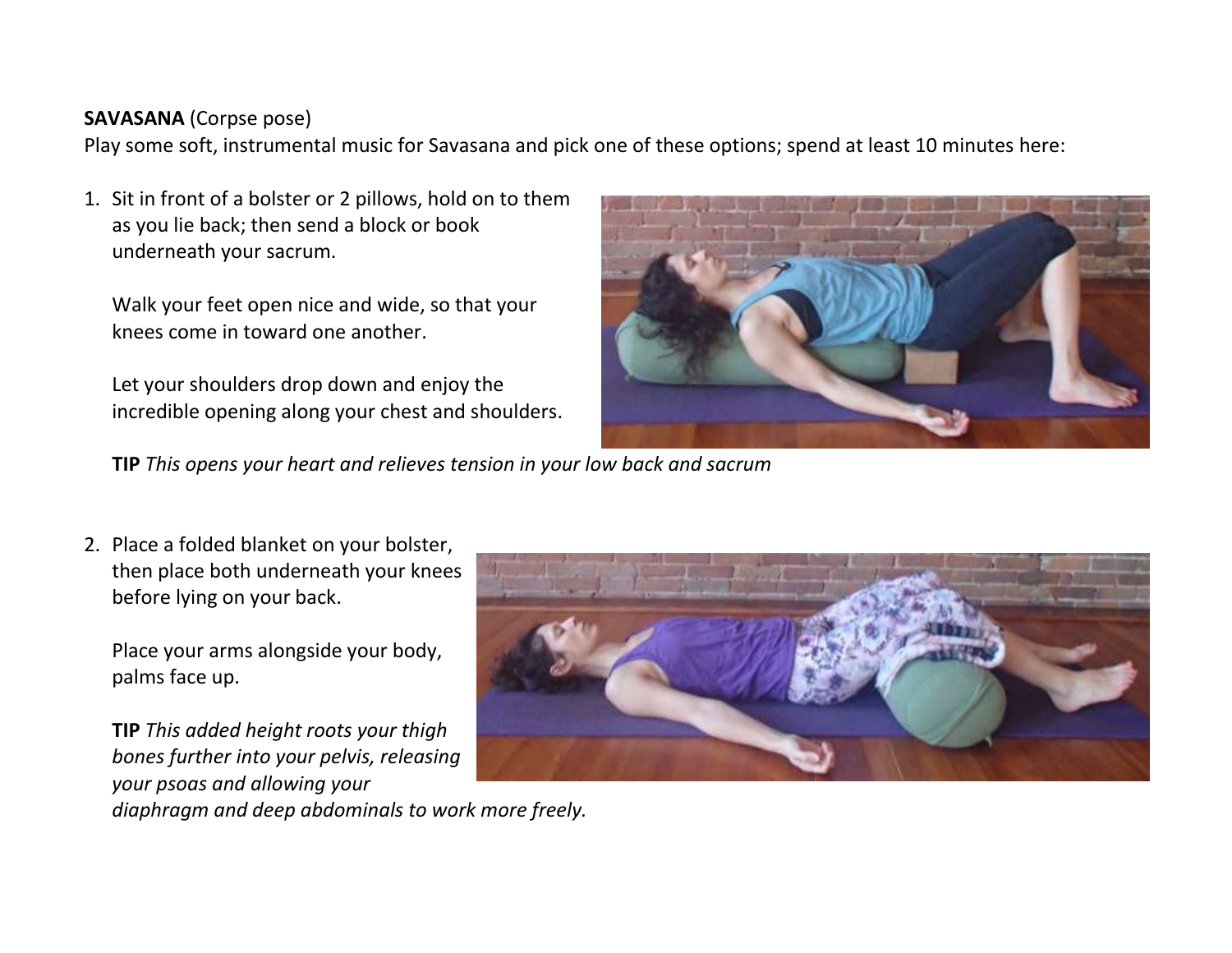**SAVASANA** (Corpse pose)

Play some soft, instrumental music for Savasana and pick one of these options; spend at least 10 minutes here:

1. Sit in front of a bolster or 2 pillows, hold on to them as you lie back; then send a block or book underneath your sacrum.

   Walk your feet open nice and wide, so that your knees come in toward one another.

   Let your shoulders drop down and enjoy the incredible opening along your chest and shoulders.

   **TIP** *This opens your heart and relieves tension in your low back and sacrum*

2. Place a folded blanket on your bolster, then place both underneath your knees before lying on your back.

   Place your arms alongside your body, palms face up.

   **TIP** *This added height roots your thigh bones further into your pelvis, releasing your psoas and allowing your diaphragm and deep abdominals to work more freely.*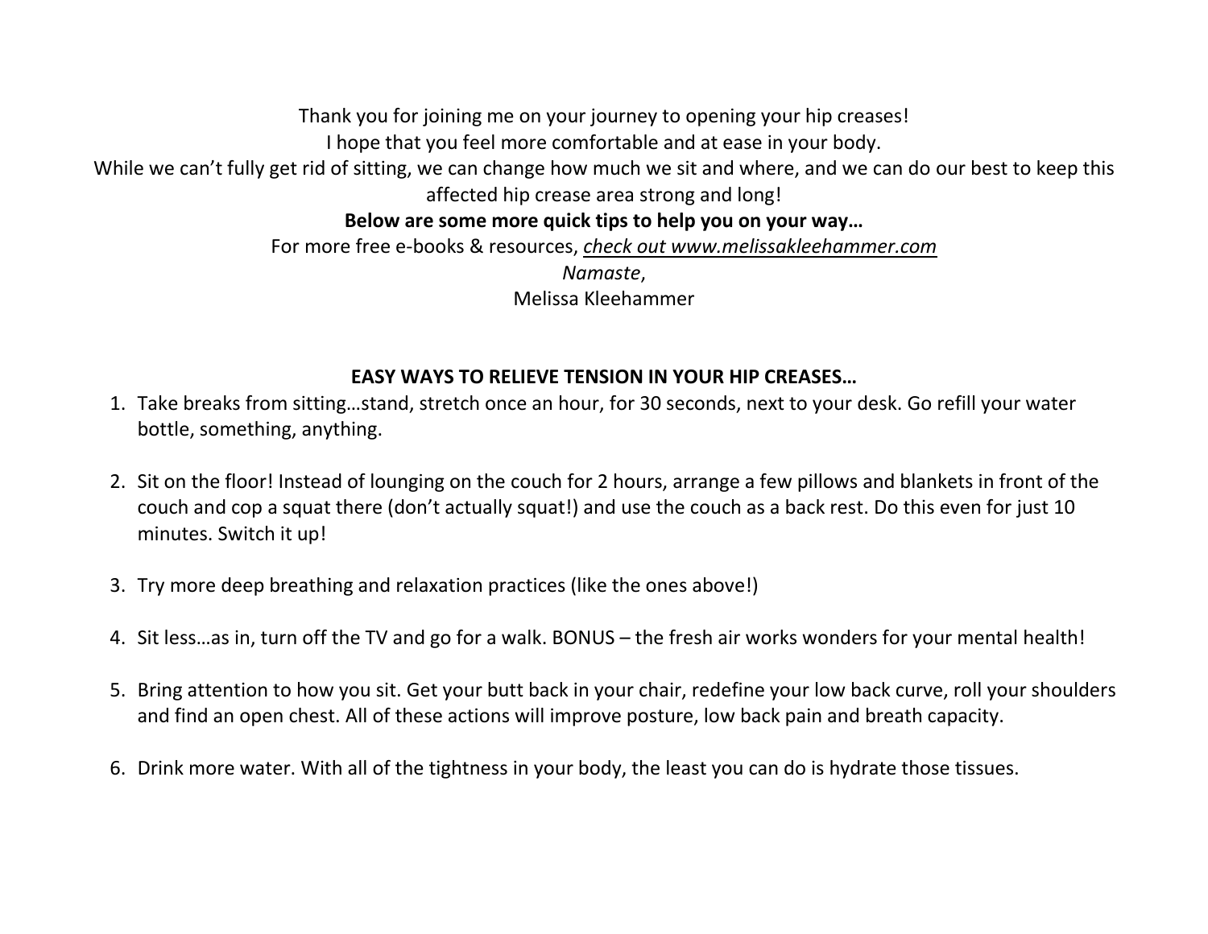Thank you for joining me on your journey to opening your hip creases!
I hope that you feel more comfortable and at ease in your body.
While we can't fully get rid of sitting, we can change how much we sit and where, and we can do our best to keep this affected hip crease area strong and long!

**Below are some more quick tips to help you on your way…**

For more free e-books & resources, *check out www.melissakleehammer.com*

*Namaste*,
Melissa Kleehammer

**EASY WAYS TO RELIEVE TENSION IN YOUR HIP CREASES…**

1. Take breaks from sitting…stand, stretch once an hour, for 30 seconds, next to your desk. Go refill your water bottle, something, anything.

2. Sit on the floor! Instead of lounging on the couch for 2 hours, arrange a few pillows and blankets in front of the couch and cop a squat there (don't actually squat!) and use the couch as a back rest. Do this even for just 10 minutes. Switch it up!

3. Try more deep breathing and relaxation practices (like the ones above!)

4. Sit less…as in, turn off the TV and go for a walk. BONUS – the fresh air works wonders for your mental health!

5. Bring attention to how you sit. Get your butt back in your chair, redefine your low back curve, roll your shoulders and find an open chest. All of these actions will improve posture, low back pain and breath capacity.

6. Drink more water. With all of the tightness in your body, the least you can do is hydrate those tissues.